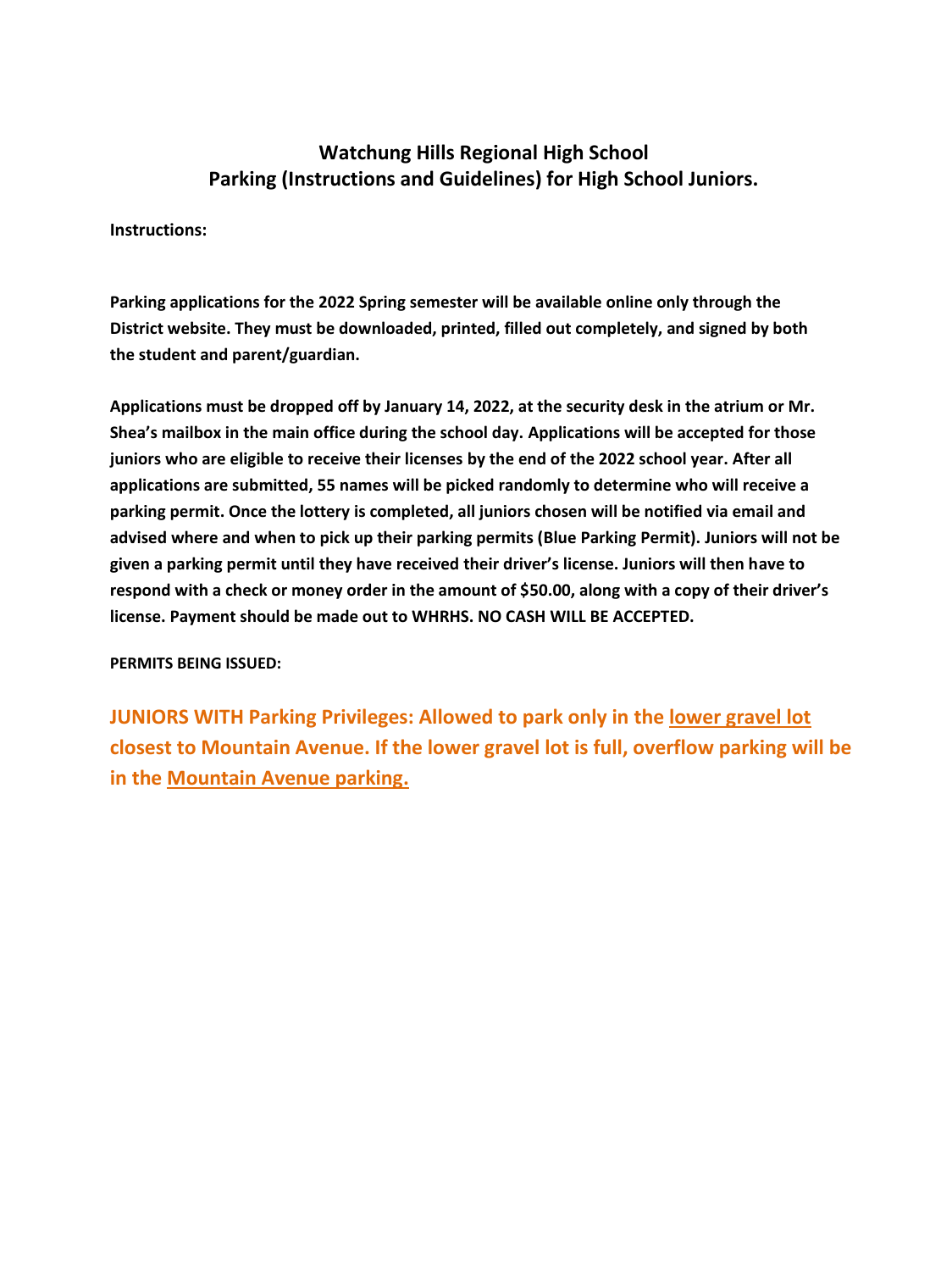# Watchung Hills Regional High School
## Parking (Instructions and Guidelines) for High School Juniors.

**Instructions:**

**Parking applications for the 2022 Spring semester will be available online only through the District website. They must be downloaded, printed, filled out completely, and signed by both the student and parent/guardian.**

**Applications must be dropped off by January 14, 2022, at the security desk in the atrium or Mr. Shea's mailbox in the main office during the school day. Applications will be accepted for those juniors who are eligible to receive their licenses by the end of the 2022 school year. After all applications are submitted, 55 names will be picked randomly to determine who will receive a parking permit. Once the lottery is completed, all juniors chosen will be notified via email and advised where and when to pick up their parking permits (Blue Parking Permit). Juniors will not be given a parking permit until they have received their driver's license. Juniors will then have to respond with a check or money order in the amount of $50.00, along with a copy of their driver's license. Payment should be made out to WHRHS. NO CASH WILL BE ACCEPTED.**

**PERMITS BEING ISSUED:**

**JUNIORS WITH Parking Privileges: Allowed to park only in the lower gravel lot closest to Mountain Avenue. If the lower gravel lot is full, overflow parking will be in the Mountain Avenue parking.**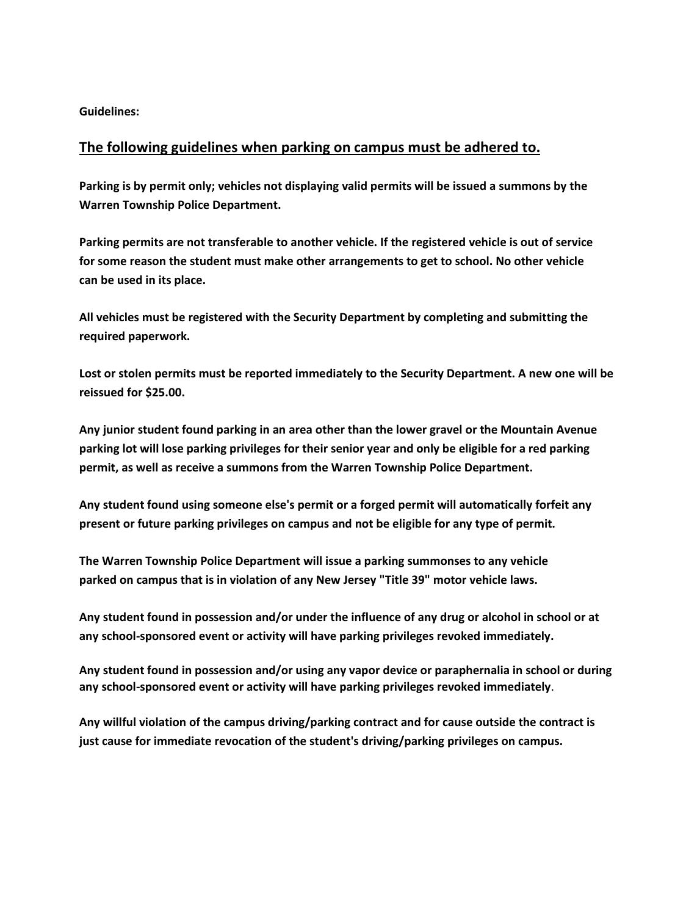**Guidelines:**

## The following guidelines when parking on campus must be adhered to.

**Parking is by permit only; vehicles not displaying valid permits will be issued a summons by the Warren Township Police Department.**

**Parking permits are not transferable to another vehicle. If the registered vehicle is out of service for some reason the student must make other arrangements to get to school. No other vehicle can be used in its place.**

**All vehicles must be registered with the Security Department by completing and submitting the required paperwork.**

**Lost or stolen permits must be reported immediately to the Security Department. A new one will be reissued for $25.00.**

**Any junior student found parking in an area other than the lower gravel or the Mountain Avenue parking lot will lose parking privileges for their senior year and only be eligible for a red parking permit, as well as receive a summons from the Warren Township Police Department.**

**Any student found using someone else's permit or a forged permit will automatically forfeit any present or future parking privileges on campus and not be eligible for any type of permit.**

**The Warren Township Police Department will issue a parking summonses to any vehicle parked on campus that is in violation of any New Jersey "Title 39" motor vehicle laws.**

**Any student found in possession and/or under the influence of any drug or alcohol in school or at any school-sponsored event or activity will have parking privileges revoked immediately.**

**Any student found in possession and/or using any vapor device or paraphernalia in school or during any school-sponsored event or activity will have parking privileges revoked immediately**.

**Any willful violation of the campus driving/parking contract and for cause outside the contract is just cause for immediate revocation of the student's driving/parking privileges on campus.**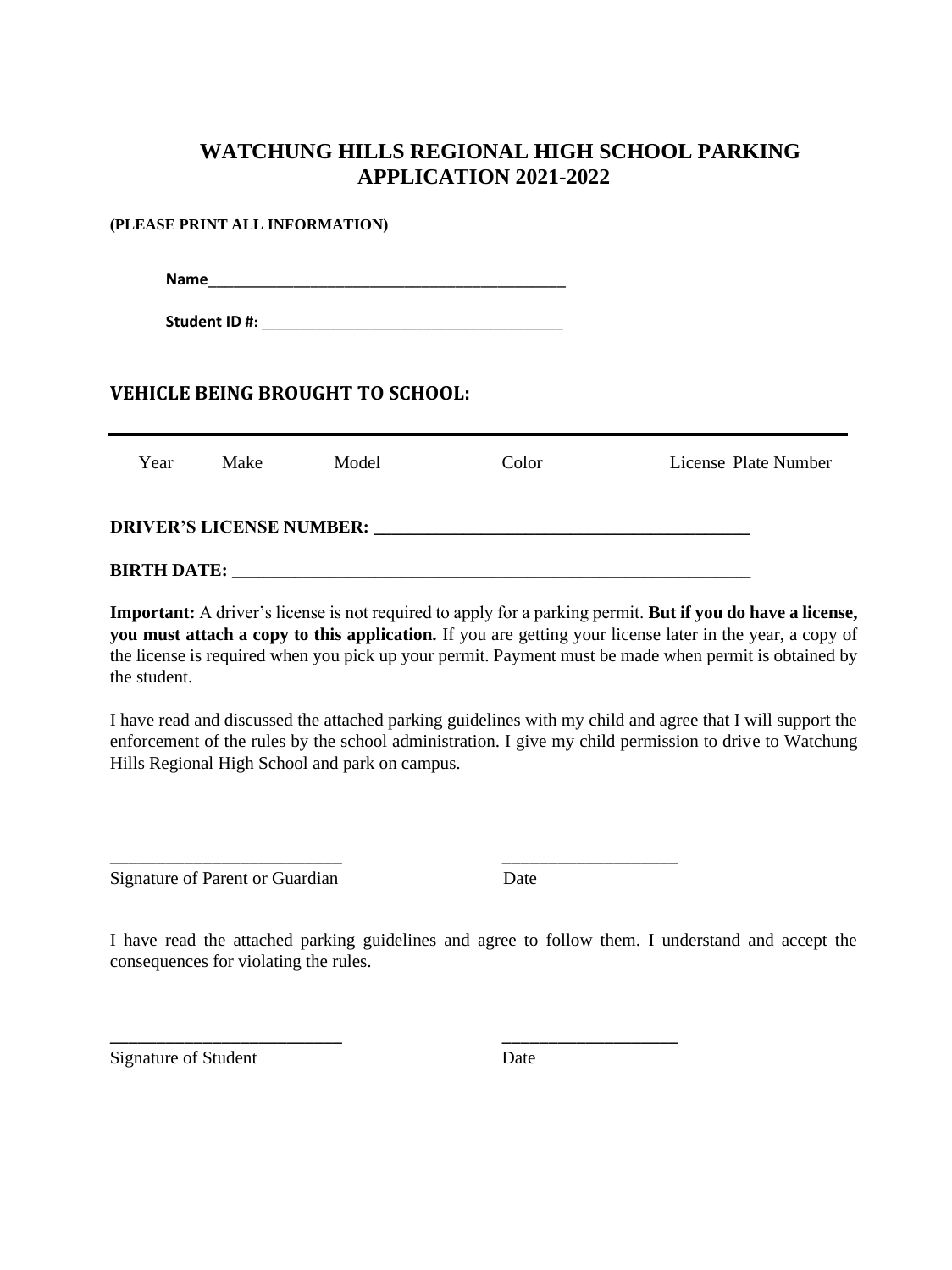# WATCHUNG HILLS REGIONAL HIGH SCHOOL PARKING APPLICATION 2021-2022

**(PLEASE PRINT ALL INFORMATION)**

**Name**_____________________________________________

**Student ID #:** ______________________________________

## VEHICLE BEING BROUGHT TO SCHOOL:

| Year | Make | Model | Color | License Plate Number |
| --- | --- | --- | --- | --- |

**DRIVER'S LICENSE NUMBER: ______________________________________________**

**BIRTH DATE:** _______________________________________________________________

**Important:** A driver's license is not required to apply for a parking permit. **But if you do have a license, you must attach a copy to this application.** If you are getting your license later in the year, a copy of the license is required when you pick up your permit. Payment must be made when permit is obtained by the student.

I have read and discussed the attached parking guidelines with my child and agree that I will support the enforcement of the rules by the school administration. I give my child permission to drive to Watchung Hills Regional High School and park on campus.

__________________________ ____________________

Signature of Parent or Guardian Date

I have read the attached parking guidelines and agree to follow them. I understand and accept the consequences for violating the rules.

__________________________ ____________________

Signature of Student Date